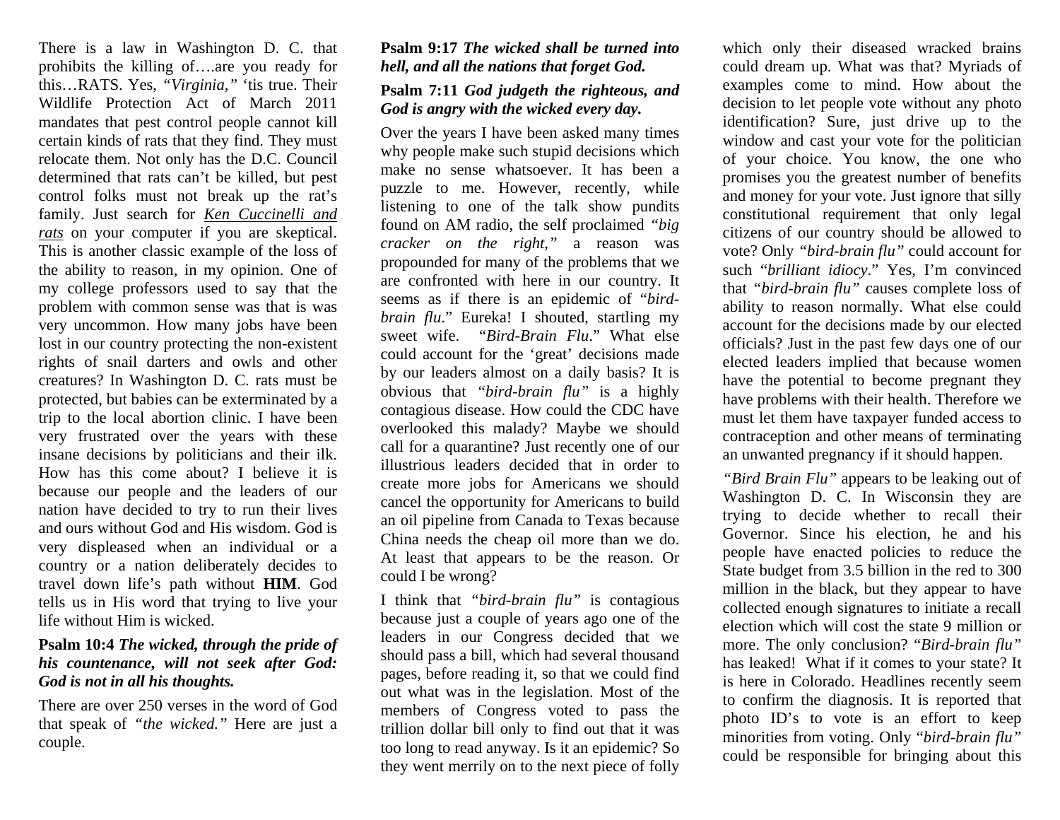There is a law in Washington D. C. that prohibits the killing of….are you ready for this…RATS. Yes, *"Virginia,"* 'tis true. Their Wildlife Protection Act of March 2011 mandates that pest control people cannot kill certain kinds of rats that they find. They must relocate them. Not only has the D.C. Council determined that rats can't be killed, but pest control folks must not break up the rat's family. Just search for ***Ken Cuccinelli and rats*** on your computer if you are skeptical. This is another classic example of the loss of the ability to reason, in my opinion. One of my college professors used to say that the problem with common sense was that is was very uncommon. How many jobs have been lost in our country protecting the non-existent rights of snail darters and owls and other creatures? In Washington D. C. rats must be protected, but babies can be exterminated by a trip to the local abortion clinic. I have been very frustrated over the years with these insane decisions by politicians and their ilk. How has this come about? I believe it is because our people and the leaders of our nation have decided to try to run their lives and ours without God and His wisdom. God is very displeased when an individual or a country or a nation deliberately decides to travel down life's path without **HIM**. God tells us in His word that trying to live your life without Him is wicked.

**Psalm 10:4** ***The wicked, through the pride of his countenance, will not seek after God: God is not in all his thoughts.***

There are over 250 verses in the word of God that speak of *"the wicked."* Here are just a couple.

**Psalm 9:17** ***The wicked shall be turned into hell, and all the nations that forget God.***

**Psalm 7:11** **God judgeth the righteous, and God is angry with the wicked every day.**

Over the years I have been asked many times why people make such stupid decisions which make no sense whatsoever. It has been a puzzle to me. However, recently, while listening to one of the talk show pundits found on AM radio, the self proclaimed *"big cracker on the right,"* a reason was propounded for many of the problems that we are confronted with here in our country. It seems as if there is an epidemic of "*bird-brain flu*." Eureka! I shouted, startling my sweet wife. "*Bird-Brain Flu*." What else could account for the 'great' decisions made by our leaders almost on a daily basis? It is obvious that "*bird-brain flu"* is a highly contagious disease. How could the CDC have overlooked this malady? Maybe we should call for a quarantine? Just recently one of our illustrious leaders decided that in order to create more jobs for Americans we should cancel the opportunity for Americans to build an oil pipeline from Canada to Texas because China needs the cheap oil more than we do. At least that appears to be the reason. Or could I be wrong?

I think that *"bird-brain flu"* is contagious because just a couple of years ago one of the leaders in our Congress decided that we should pass a bill, which had several thousand pages, before reading it, so that we could find out what was in the legislation. Most of the members of Congress voted to pass the trillion dollar bill only to find out that it was too long to read anyway. Is it an epidemic? So they went merrily on to the next piece of folly which only their diseased wracked brains could dream up. What was that? Myriads of examples come to mind. How about the decision to let people vote without any photo identification? Sure, just drive up to the window and cast your vote for the politician of your choice. You know, the one who promises you the greatest number of benefits and money for your vote. Just ignore that silly constitutional requirement that only legal citizens of our country should be allowed to vote? Only *"bird-brain flu"* could account for such *"brilliant idiocy*." Yes, I'm convinced that *"bird-brain flu"* causes complete loss of ability to reason normally. What else could account for the decisions made by our elected officials? Just in the past few days one of our elected leaders implied that because women have the potential to become pregnant they have problems with their health. Therefore we must let them have taxpayer funded access to contraception and other means of terminating an unwanted pregnancy if it should happen.

*"Bird Brain Flu"* appears to be leaking out of Washington D. C. In Wisconsin they are trying to decide whether to recall their Governor. Since his election, he and his people have enacted policies to reduce the State budget from 3.5 billion in the red to 300 million in the black, but they appear to have collected enough signatures to initiate a recall election which will cost the state 9 million or more. The only conclusion? "*Bird-brain flu"* has leaked! What if it comes to your state? It is here in Colorado. Headlines recently seem to confirm the diagnosis. It is reported that photo ID's to vote is an effort to keep minorities from voting. Only "*bird-brain flu"* could be responsible for bringing about this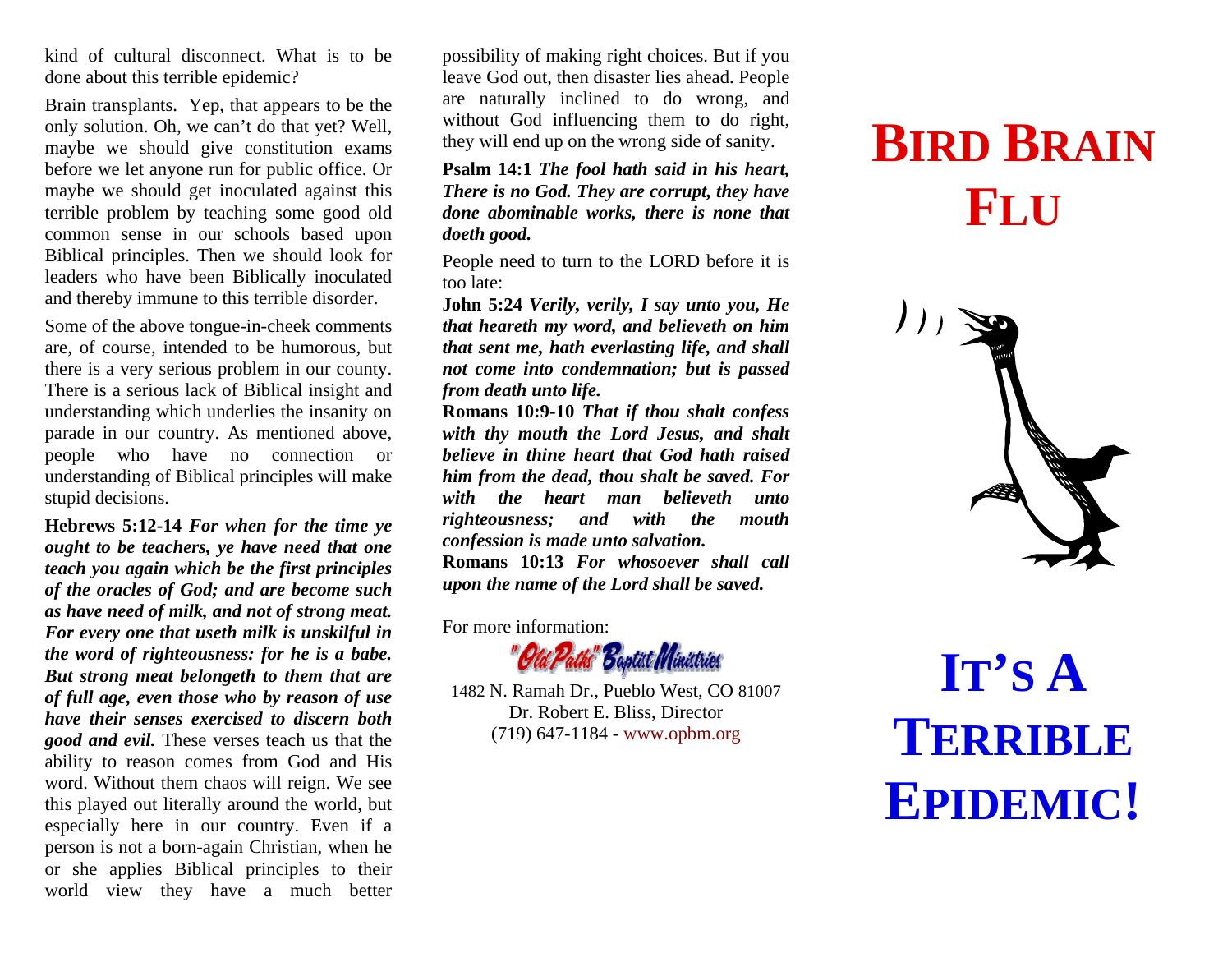kind of cultural disconnect. What is to be done about this terrible epidemic?

Brain transplants. Yep, that appears to be the only solution. Oh, we can't do that yet? Well, maybe we should give constitution exams before we let anyone run for public office. Or maybe we should get inoculated against this terrible problem by teaching some good old common sense in our schools based upon Biblical principles. Then we should look for leaders who have been Biblically inoculated and thereby immune to this terrible disorder.

Some of the above tongue-in-cheek comments are, of course, intended to be humorous, but there is a very serious problem in our county. There is a serious lack of Biblical insight and understanding which underlies the insanity on parade in our country. As mentioned above, people who have no connection or understanding of Biblical principles will make stupid decisions.

**Hebrews 5:12-14** ***For when for the time ye ought to be teachers, ye have need that one teach you again which be the first principles of the oracles of God; and are become such as have need of milk, and not of strong meat. For every one that useth milk is unskilful in the word of righteousness: for he is a babe. But strong meat belongeth to them that are of full age, even those who by reason of use have their senses exercised to discern both good and evil.*** These verses teach us that the ability to reason comes from God and His word. Without them chaos will reign. We see this played out literally around the world, but especially here in our country. Even if a person is not a born-again Christian, when he or she applies Biblical principles to their world view they have a much better possibility of making right choices. But if you leave God out, then disaster lies ahead. People are naturally inclined to do wrong, and without God influencing them to do right, they will end up on the wrong side of sanity.

**Psalm 14:1** ***The fool hath said in his heart, There is no God. They are corrupt, they have done abominable works, there is none that doeth good.***

People need to turn to the LORD before it is too late:

**John 5:24** ***Verily, verily, I say unto you, He that heareth my word, and believeth on him that sent me, hath everlasting life, and shall not come into condemnation; but is passed from death unto life.***

**Romans 10:9-10** ***That if thou shalt confess with thy mouth the Lord Jesus, and shalt believe in thine heart that God hath raised him from the dead, thou shalt be saved. For with the heart man believeth unto righteousness; and with the mouth confession is made unto salvation.***

**Romans 10:13** ***For whosoever shall call upon the name of the Lord shall be saved.***

For more information:

"Old Paths" Baptist Ministries

1482 N. Ramah Dr., Pueblo West, CO 81007
Dr. Robert E. Bliss, Director
(719) 647-1184 - www.opbm.org

# BIRD BRAIN FLU

# IT'S A TERRIBLE EPIDEMIC!